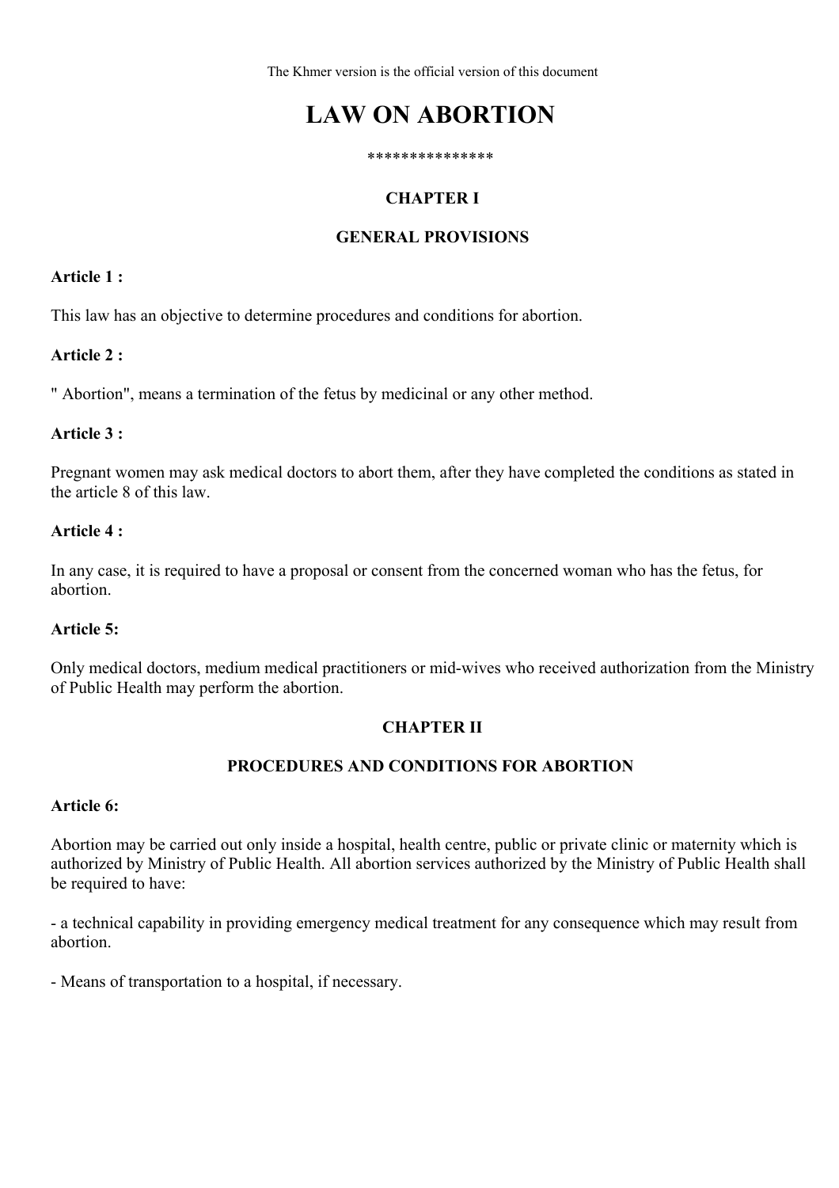The Khmer version is the official version of this document

# LAW ON ABORTION

***************

## CHAPTER I

## GENERAL PROVISIONS

**Article 1 :**

This law has an objective to determine procedures and conditions for abortion.

**Article 2 :**

" Abortion", means a termination of the fetus by medicinal or any other method.

**Article 3 :**

Pregnant women may ask medical doctors to abort them, after they have completed the conditions as stated in the article 8 of this law.

**Article 4 :**

In any case, it is required to have a proposal or consent from the concerned woman who has the fetus, for abortion.

**Article 5:**

Only medical doctors, medium medical practitioners or mid-wives who received authorization from the Ministry of Public Health may perform the abortion.

## CHAPTER II

## PROCEDURES AND CONDITIONS FOR ABORTION

**Article 6:**

Abortion may be carried out only inside a hospital, health centre, public or private clinic or maternity which is authorized by Ministry of Public Health. All abortion services authorized by the Ministry of Public Health shall be required to have:

- a technical capability in providing emergency medical treatment for any consequence which may result from abortion.

- Means of transportation to a hospital, if necessary.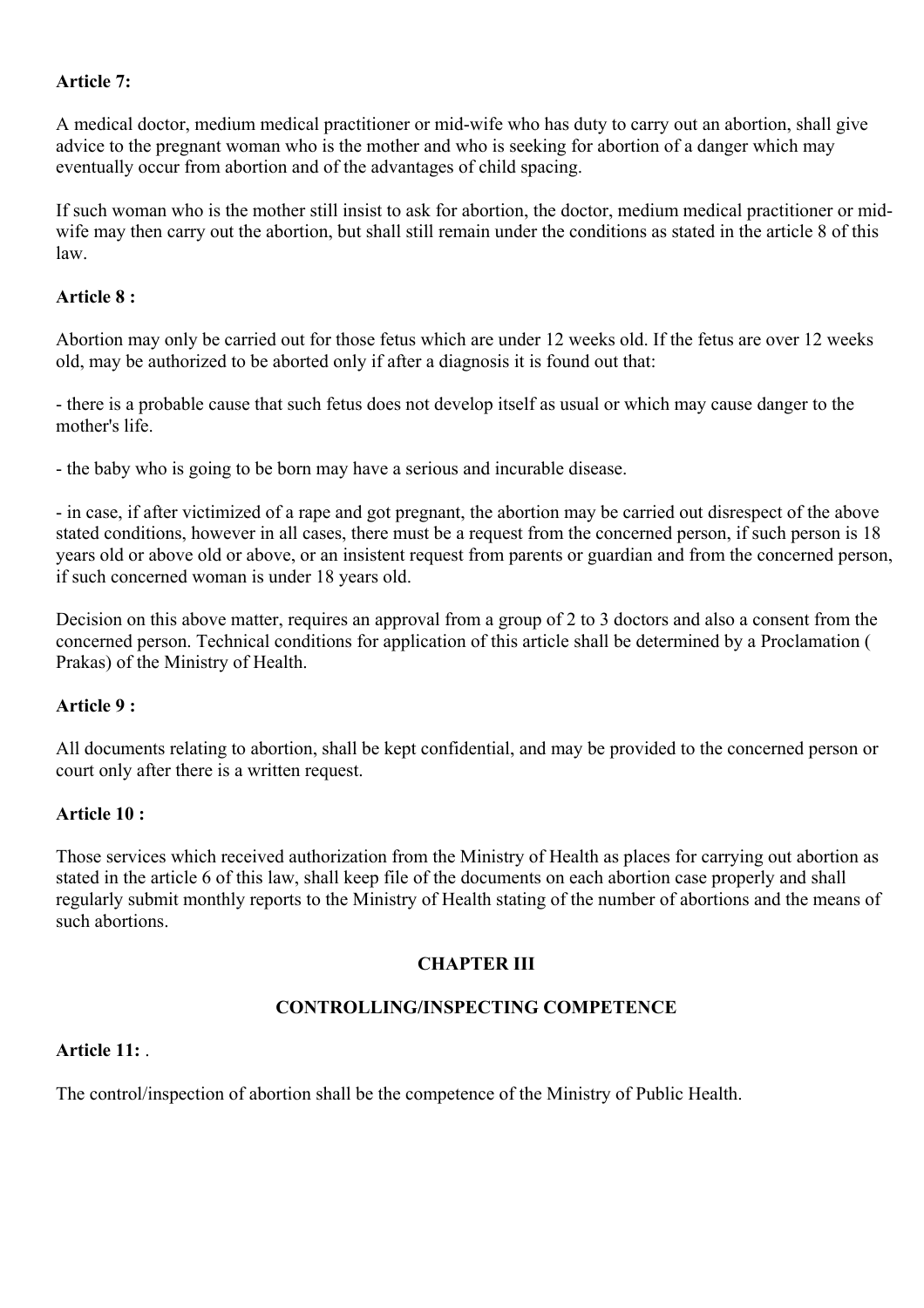**Article 7:**

A medical doctor, medium medical practitioner or mid-wife who has duty to carry out an abortion, shall give advice to the pregnant woman who is the mother and who is seeking for abortion of a danger which may eventually occur from abortion and of the advantages of child spacing.

If such woman who is the mother still insist to ask for abortion, the doctor, medium medical practitioner or mid-wife may then carry out the abortion, but shall still remain under the conditions as stated in the article 8 of this law.

**Article 8 :**

Abortion may only be carried out for those fetus which are under 12 weeks old. If the fetus are over 12 weeks old, may be authorized to be aborted only if after a diagnosis it is found out that:

- there is a probable cause that such fetus does not develop itself as usual or which may cause danger to the mother's life.

- the baby who is going to be born may have a serious and incurable disease.

- in case, if after victimized of a rape and got pregnant, the abortion may be carried out disrespect of the above stated conditions, however in all cases, there must be a request from the concerned person, if such person is 18 years old or above old or above, or an insistent request from parents or guardian and from the concerned person, if such concerned woman is under 18 years old.

Decision on this above matter, requires an approval from a group of 2 to 3 doctors and also a consent from the concerned person. Technical conditions for application of this article shall be determined by a Proclamation ( Prakas) of the Ministry of Health.

**Article 9 :**

All documents relating to abortion, shall be kept confidential, and may be provided to the concerned person or court only after there is a written request.

**Article 10 :**

Those services which received authorization from the Ministry of Health as places for carrying out abortion as stated in the article 6 of this law, shall keep file of the documents on each abortion case properly and shall regularly submit monthly reports to the Ministry of Health stating of the number of abortions and the means of such abortions.

## CHAPTER III

## CONTROLLING/INSPECTING COMPETENCE

**Article 11:** .

The control/inspection of abortion shall be the competence of the Ministry of Public Health.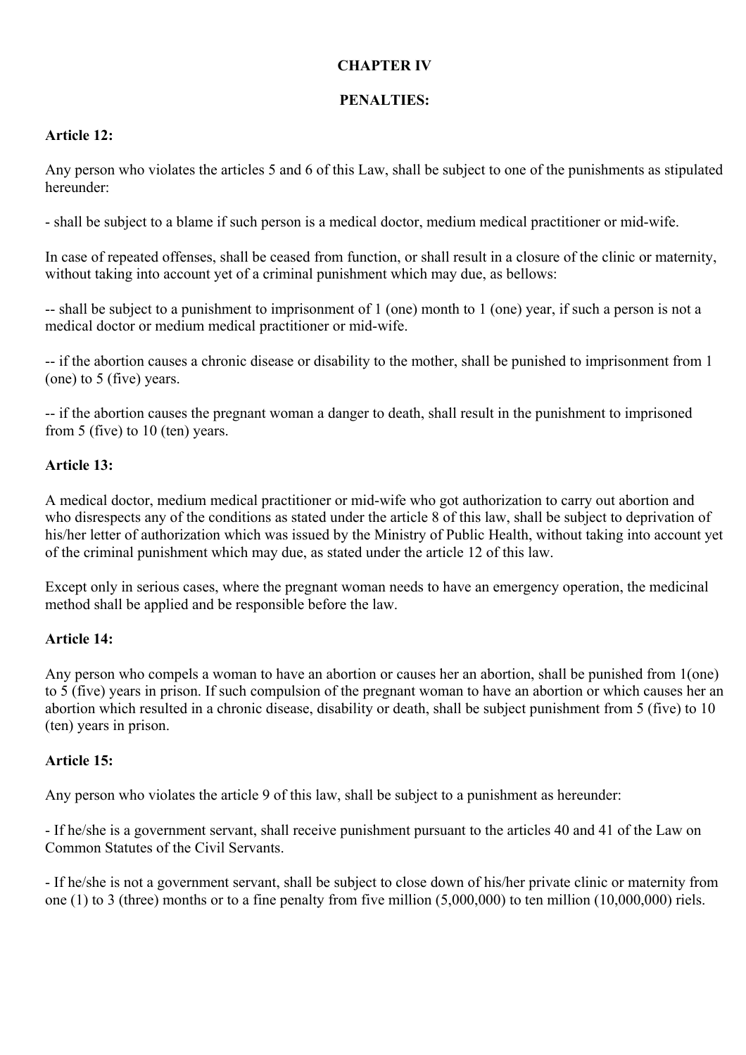## CHAPTER IV

## PENALTIES:

### Article 12:

Any person who violates the articles 5 and 6 of this Law, shall be subject to one of the punishments as stipulated hereunder:

- shall be subject to a blame if such person is a medical doctor, medium medical practitioner or mid-wife.

In case of repeated offenses, shall be ceased from function, or shall result in a closure of the clinic or maternity, without taking into account yet of a criminal punishment which may due, as bellows:

-- shall be subject to a punishment to imprisonment of 1 (one) month to 1 (one) year, if such a person is not a medical doctor or medium medical practitioner or mid-wife.

-- if the abortion causes a chronic disease or disability to the mother, shall be punished to imprisonment from 1 (one) to 5 (five) years.

-- if the abortion causes the pregnant woman a danger to death, shall result in the punishment to imprisoned from 5 (five) to 10 (ten) years.

### Article 13:

A medical doctor, medium medical practitioner or mid-wife who got authorization to carry out abortion and who disrespects any of the conditions as stated under the article 8 of this law, shall be subject to deprivation of his/her letter of authorization which was issued by the Ministry of Public Health, without taking into account yet of the criminal punishment which may due, as stated under the article 12 of this law.

Except only in serious cases, where the pregnant woman needs to have an emergency operation, the medicinal method shall be applied and be responsible before the law.

### Article 14:

Any person who compels a woman to have an abortion or causes her an abortion, shall be punished from 1(one) to 5 (five) years in prison. If such compulsion of the pregnant woman to have an abortion or which causes her an abortion which resulted in a chronic disease, disability or death, shall be subject punishment from 5 (five) to 10 (ten) years in prison.

### Article 15:

Any person who violates the article 9 of this law, shall be subject to a punishment as hereunder:

- If he/she is a government servant, shall receive punishment pursuant to the articles 40 and 41 of the Law on Common Statutes of the Civil Servants.

- If he/she is not a government servant, shall be subject to close down of his/her private clinic or maternity from one (1) to 3 (three) months or to a fine penalty from five million (5,000,000) to ten million (10,000,000) riels.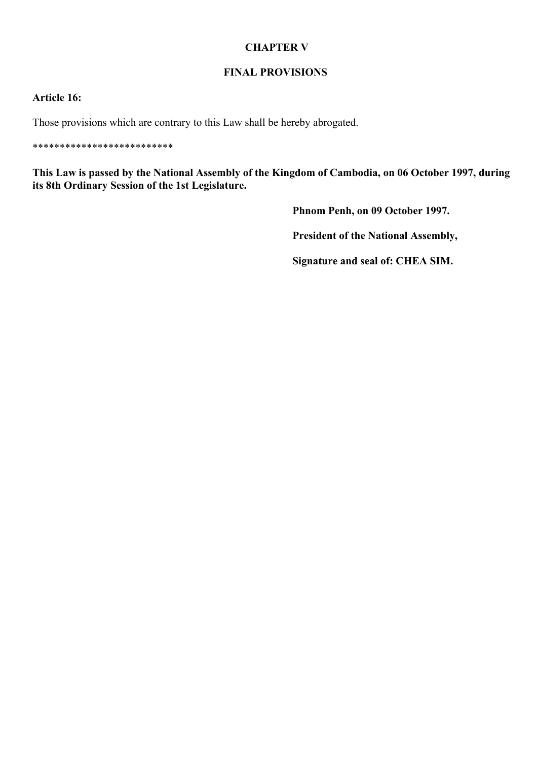## CHAPTER V

## FINAL PROVISIONS

**Article 16:**

Those provisions which are contrary to this Law shall be hereby abrogated.

*************************

**This Law is passed by the National Assembly of the Kingdom of Cambodia, on 06 October 1997, during its 8th Ordinary Session of the 1st Legislature.**

**Phnom Penh, on 09 October 1997.**

**President of the National Assembly,**

**Signature and seal of: CHEA SIM.**